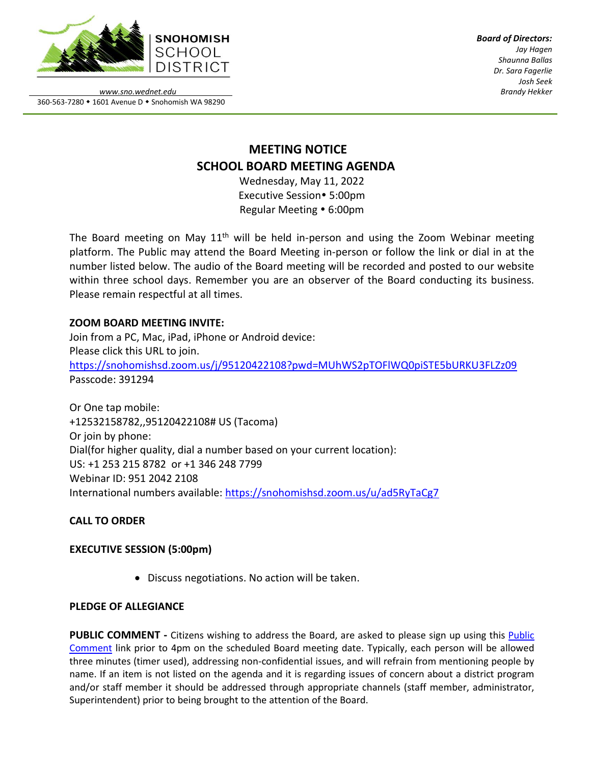**SNOHOMISH SCHOOL DISTRICT**

*www.sno.wednet.edu*
360-563-7280 ◆ 1601 Avenue D ◆ Snohomish WA 98290

***Board of Directors:***
*Jay Hagen*
*Shaunna Ballas*
*Dr. Sara Fagerlie*
*Josh Seek*
*Brandy Hekker*

# MEETING NOTICE
# SCHOOL BOARD MEETING AGENDA

Wednesday, May 11, 2022
Executive Session • 5:00pm
Regular Meeting • 6:00pm

The Board meeting on May 11th will be held in-person and using the Zoom Webinar meeting platform. The Public may attend the Board Meeting in-person or follow the link or dial in at the number listed below. The audio of the Board meeting will be recorded and posted to our website within three school days. Remember you are an observer of the Board conducting its business. Please remain respectful at all times.

**ZOOM BOARD MEETING INVITE:**
Join from a PC, Mac, iPad, iPhone or Android device:
Please click this URL to join.
https://snohomishsd.zoom.us/j/95120422108?pwd=MUhWS2pTOFlWQ0piSTE5bURKU3FLZz09
Passcode: 391294

Or One tap mobile:
+12532158782,,95120422108# US (Tacoma)
Or join by phone:
Dial(for higher quality, dial a number based on your current location):
US: +1 253 215 8782 or +1 346 248 7799
Webinar ID: 951 2042 2108
International numbers available: https://snohomishsd.zoom.us/u/ad5RyTaCg7

**CALL TO ORDER**

**EXECUTIVE SESSION (5:00pm)**

- Discuss negotiations. No action will be taken.

**PLEDGE OF ALLEGIANCE**

**PUBLIC COMMENT -** Citizens wishing to address the Board, are asked to please sign up using this Public Comment link prior to 4pm on the scheduled Board meeting date. Typically, each person will be allowed three minutes (timer used), addressing non-confidential issues, and will refrain from mentioning people by name. If an item is not listed on the agenda and it is regarding issues of concern about a district program and/or staff member it should be addressed through appropriate channels (staff member, administrator, Superintendent) prior to being brought to the attention of the Board.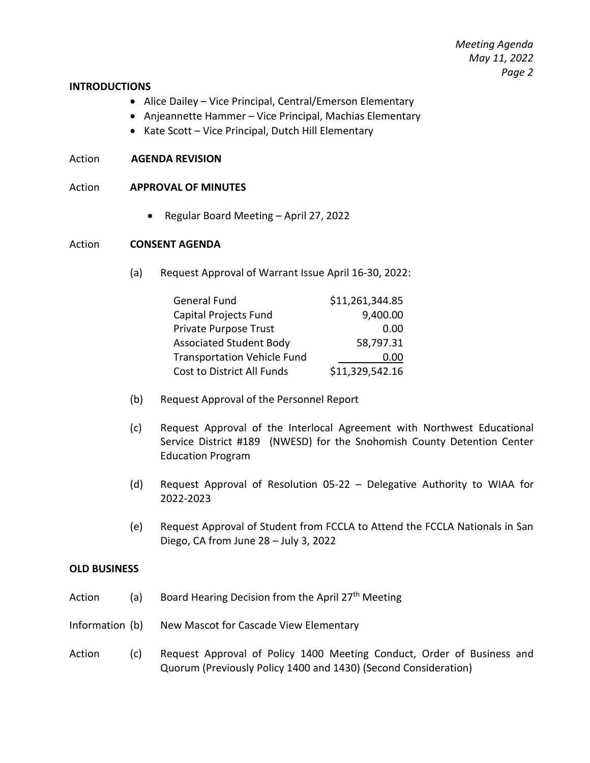**INTRODUCTIONS**

- Alice Dailey – Vice Principal, Central/Emerson Elementary
- Anjeannette Hammer – Vice Principal, Machias Elementary
- Kate Scott – Vice Principal, Dutch Hill Elementary

Action **AGENDA REVISION**

Action **APPROVAL OF MINUTES**

- Regular Board Meeting – April 27, 2022

Action **CONSENT AGENDA**

(a) Request Approval of Warrant Issue April 16-30, 2022:

| | |
|---|---:|
| General Fund | $11,261,344.85 |
| Capital Projects Fund | 9,400.00 |
| Private Purpose Trust | 0.00 |
| Associated Student Body | 58,797.31 |
| Transportation Vehicle Fund | 0.00 |
| Cost to District All Funds | $11,329,542.16 |

(b) Request Approval of the Personnel Report

(c) Request Approval of the Interlocal Agreement with Northwest Educational Service District #189 (NWESD) for the Snohomish County Detention Center Education Program

(d) Request Approval of Resolution 05-22 – Delegative Authority to WIAA for 2022-2023

(e) Request Approval of Student from FCCLA to Attend the FCCLA Nationals in San Diego, CA from June 28 – July 3, 2022

**OLD BUSINESS**

Action (a) Board Hearing Decision from the April 27th Meeting

Information (b) New Mascot for Cascade View Elementary

Action (c) Request Approval of Policy 1400 Meeting Conduct, Order of Business and Quorum (Previously Policy 1400 and 1430) (Second Consideration)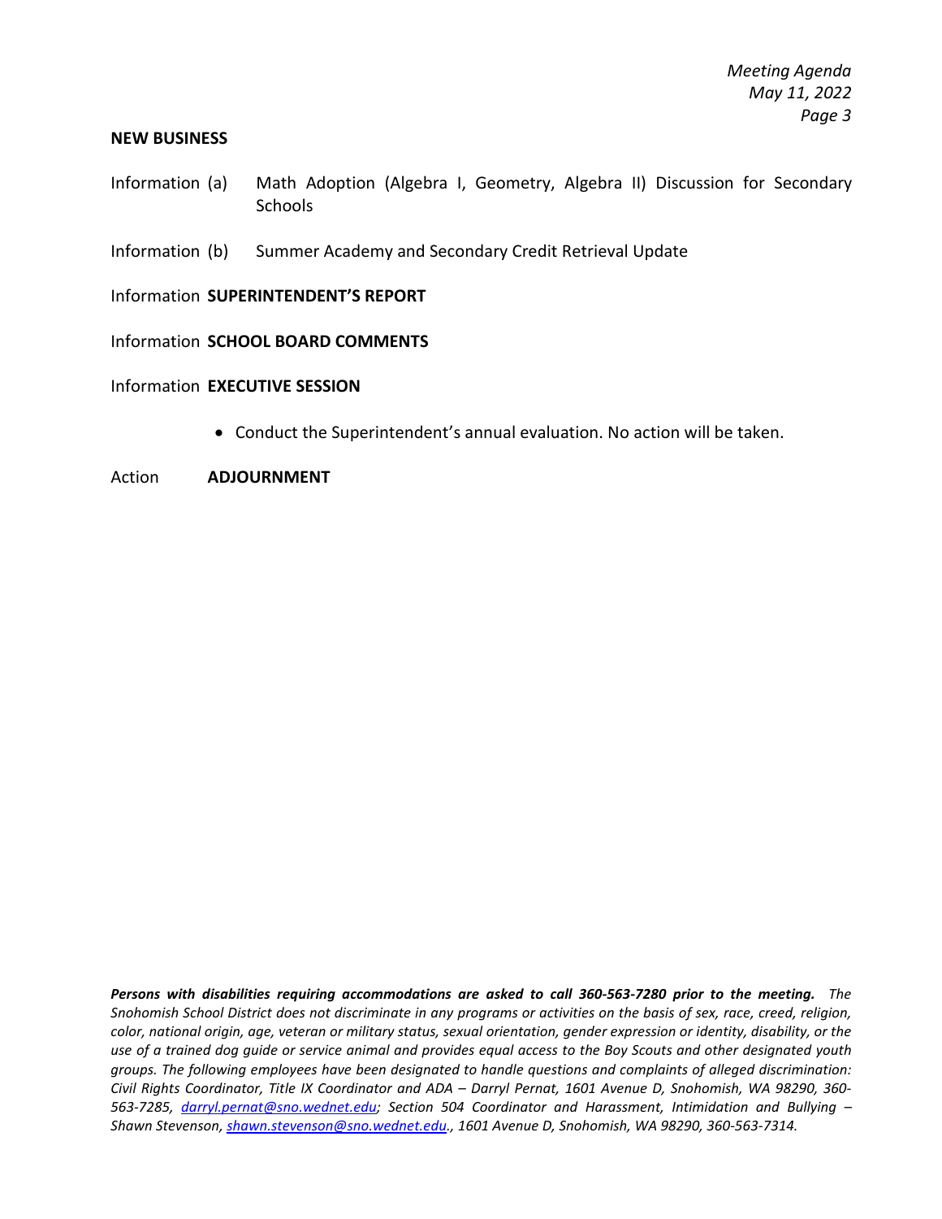## NEW BUSINESS

Information (a) Math Adoption (Algebra I, Geometry, Algebra II) Discussion for Secondary Schools

Information (b) Summer Academy and Secondary Credit Retrieval Update

Information **SUPERINTENDENT'S REPORT**

Information **SCHOOL BOARD COMMENTS**

Information **EXECUTIVE SESSION**

- Conduct the Superintendent's annual evaluation. No action will be taken.

Action **ADJOURNMENT**

***Persons with disabilities requiring accommodations are asked to call 360-563-7280 prior to the meeting.*** *The Snohomish School District does not discriminate in any programs or activities on the basis of sex, race, creed, religion, color, national origin, age, veteran or military status, sexual orientation, gender expression or identity, disability, or the use of a trained dog guide or service animal and provides equal access to the Boy Scouts and other designated youth groups. The following employees have been designated to handle questions and complaints of alleged discrimination: Civil Rights Coordinator, Title IX Coordinator and ADA – Darryl Pernat, 1601 Avenue D, Snohomish, WA 98290, 360-563-7285, darryl.pernat@sno.wednet.edu; Section 504 Coordinator and Harassment, Intimidation and Bullying – Shawn Stevenson, shawn.stevenson@sno.wednet.edu., 1601 Avenue D, Snohomish, WA 98290, 360-563-7314.*